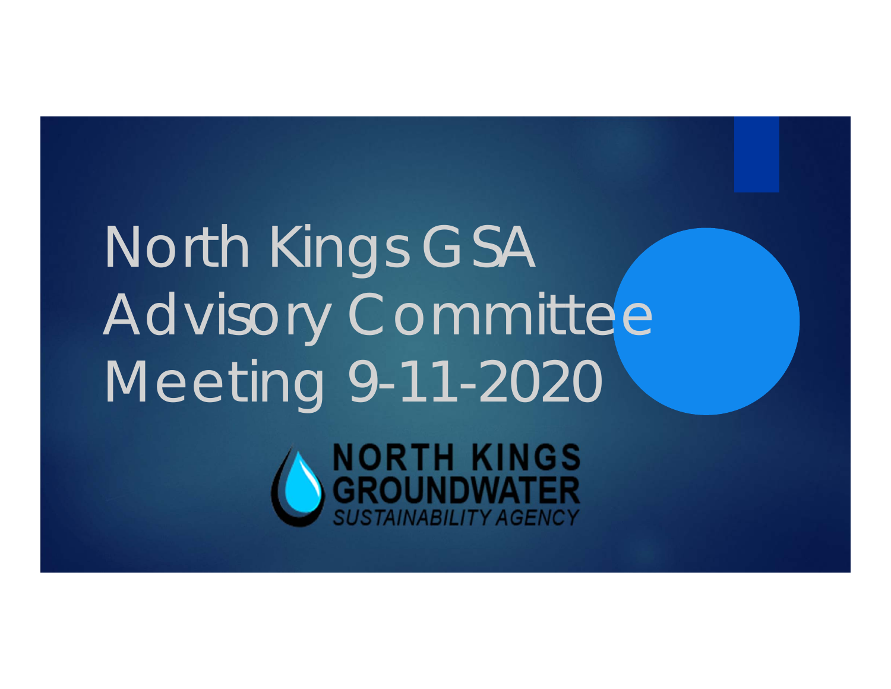# North Kings GSA Advisory Committee Meeting 9-11-2020

NORTH KINGS GROUNDWATER SUSTAINABILITY AGENCY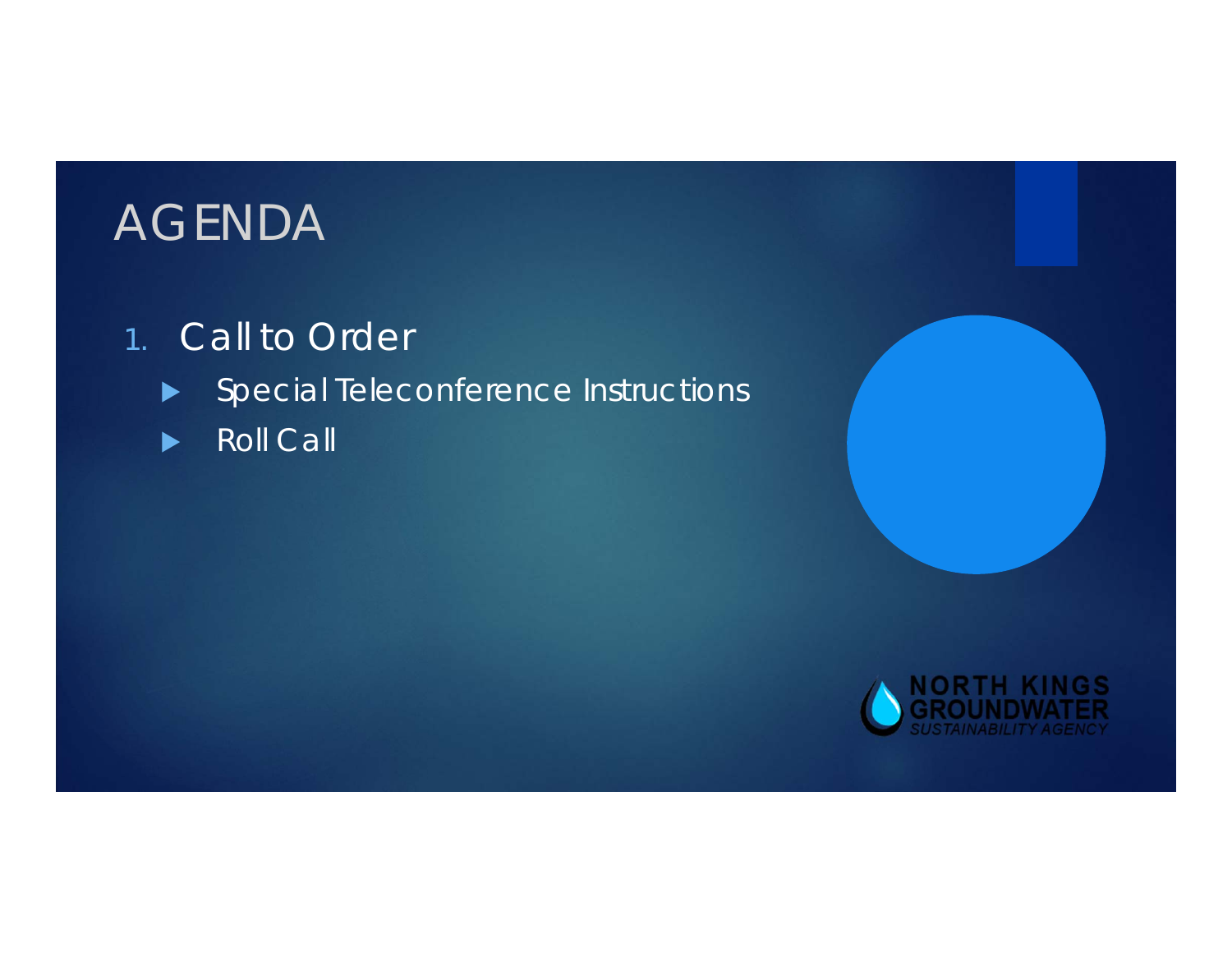# AGENDA

1. Call to Order
   - Special Teleconference Instructions
   - Roll Call

NORTH KINGS GROUNDWATER SUSTAINABILITY AGENCY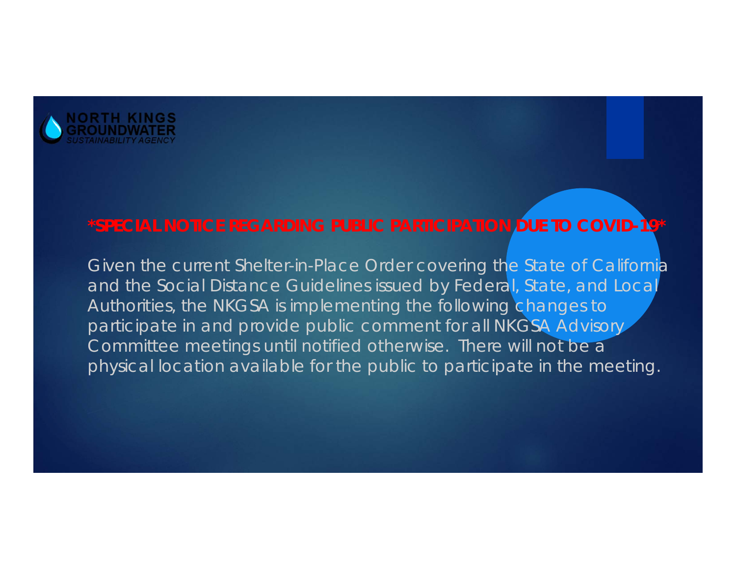NORTH KINGS GROUNDWATER
*SUSTAINABILITY AGENCY*

**\*SPECIAL NOTICE REGARDING PUBLIC PARTICIPATION DUE TO COVID-19\***

Given the current Shelter-in-Place Order covering the State of California and the Social Distance Guidelines issued by Federal, State, and Local Authorities, the NKGSA is implementing the following changes to participate in and provide public comment for all NKGSA Advisory Committee meetings until notified otherwise. There will not be a physical location available for the public to participate in the meeting.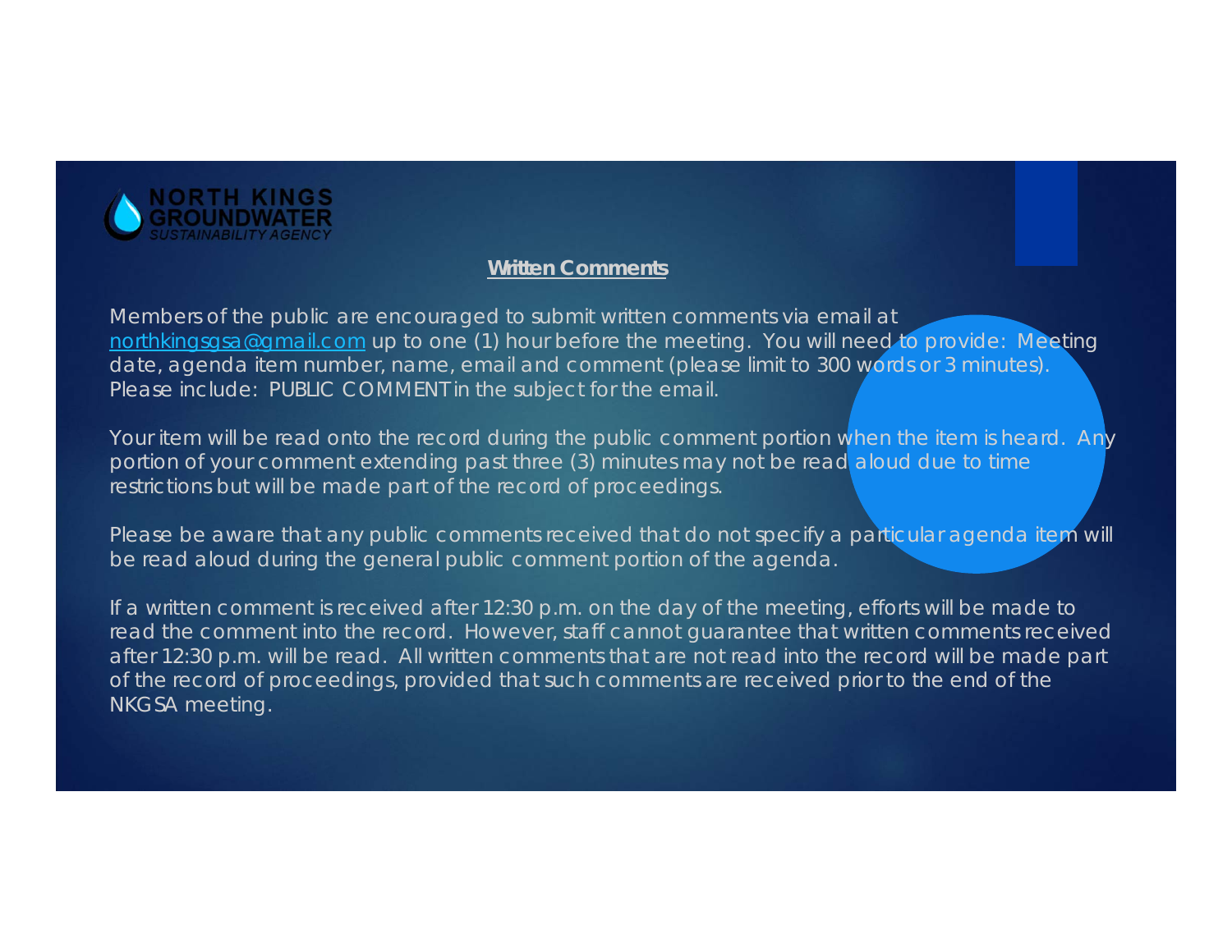NORTH KINGS GROUNDWATER SUSTAINABILITY AGENCY

## Written Comments

Members of the public are encouraged to submit written comments via email at northkingsgsa@gmail.com up to one (1) hour before the meeting. You will need to provide: Meeting date, agenda item number, name, email and comment (please limit to 300 words or 3 minutes). Please include: PUBLIC COMMENT in the subject for the email.

Your item will be read onto the record during the public comment portion when the item is heard. Any portion of your comment extending past three (3) minutes may not be read aloud due to time restrictions but will be made part of the record of proceedings.

Please be aware that any public comments received that do not specify a particular agenda item will be read aloud during the general public comment portion of the agenda.

If a written comment is received after 12:30 p.m. on the day of the meeting, efforts will be made to read the comment into the record. However, staff cannot guarantee that written comments received after 12:30 p.m. will be read. All written comments that are not read into the record will be made part of the record of proceedings, provided that such comments are received prior to the end of the NKGSA meeting.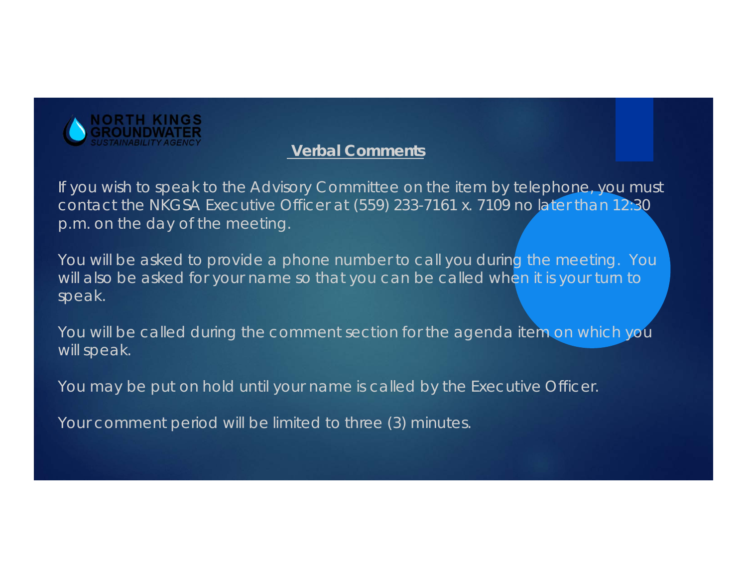NORTH KINGS GROUNDWATER SUSTAINABILITY AGENCY

## Verbal Comments

If you wish to speak to the Advisory Committee on the item by telephone, you must contact the NKGSA Executive Officer at (559) 233-7161 x. 7109 no later than 12:30 p.m. on the day of the meeting.

You will be asked to provide a phone number to call you during the meeting. You will also be asked for your name so that you can be called when it is your turn to speak.

You will be called during the comment section for the agenda item on which you will speak.

You may be put on hold until your name is called by the Executive Officer.

Your comment period will be limited to three (3) minutes.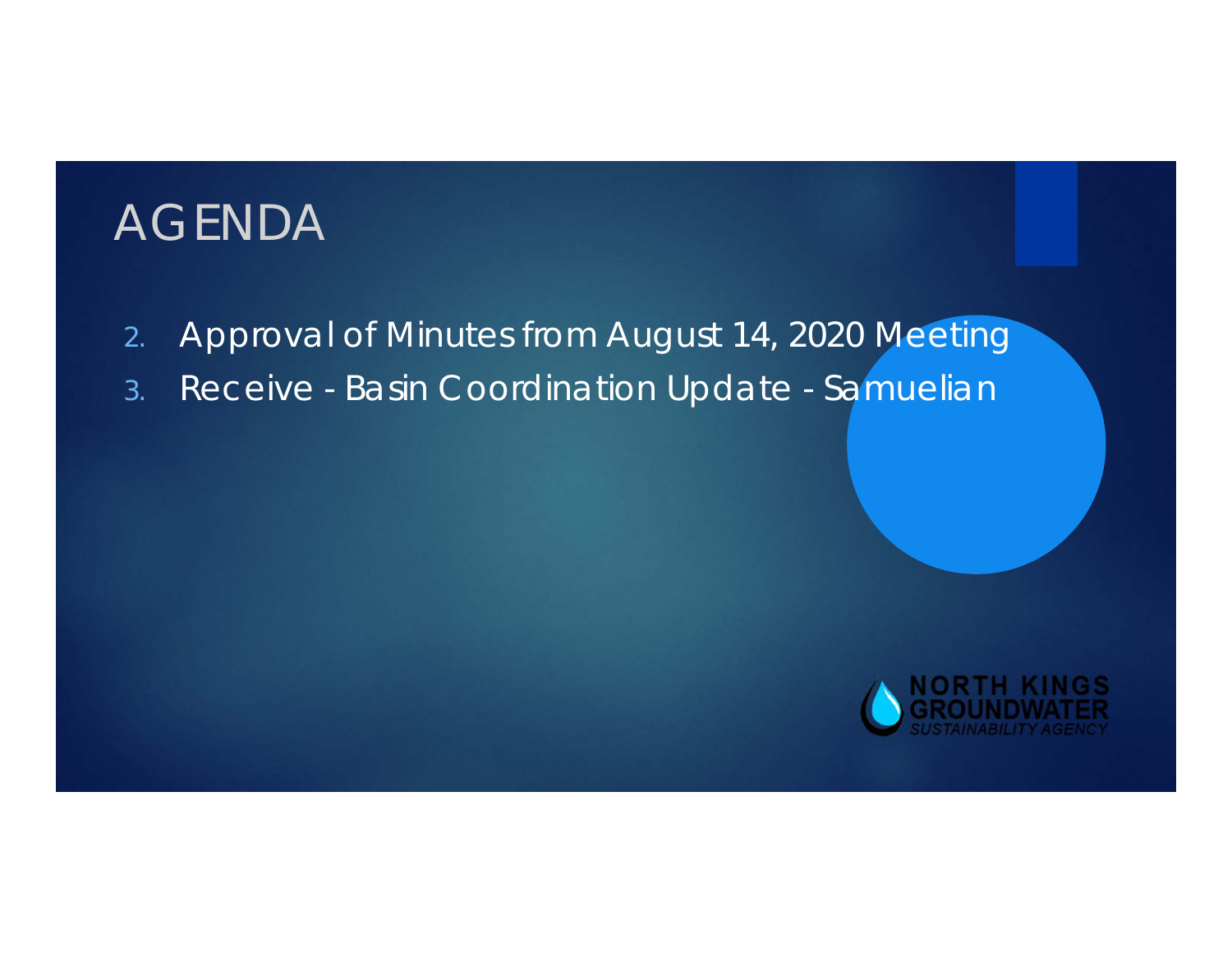# AGENDA

2. Approval of Minutes from August 14, 2020 Meeting
3. Receive - Basin Coordination Update - Samuelian

NORTH KINGS GROUNDWATER SUSTAINABILITY AGENCY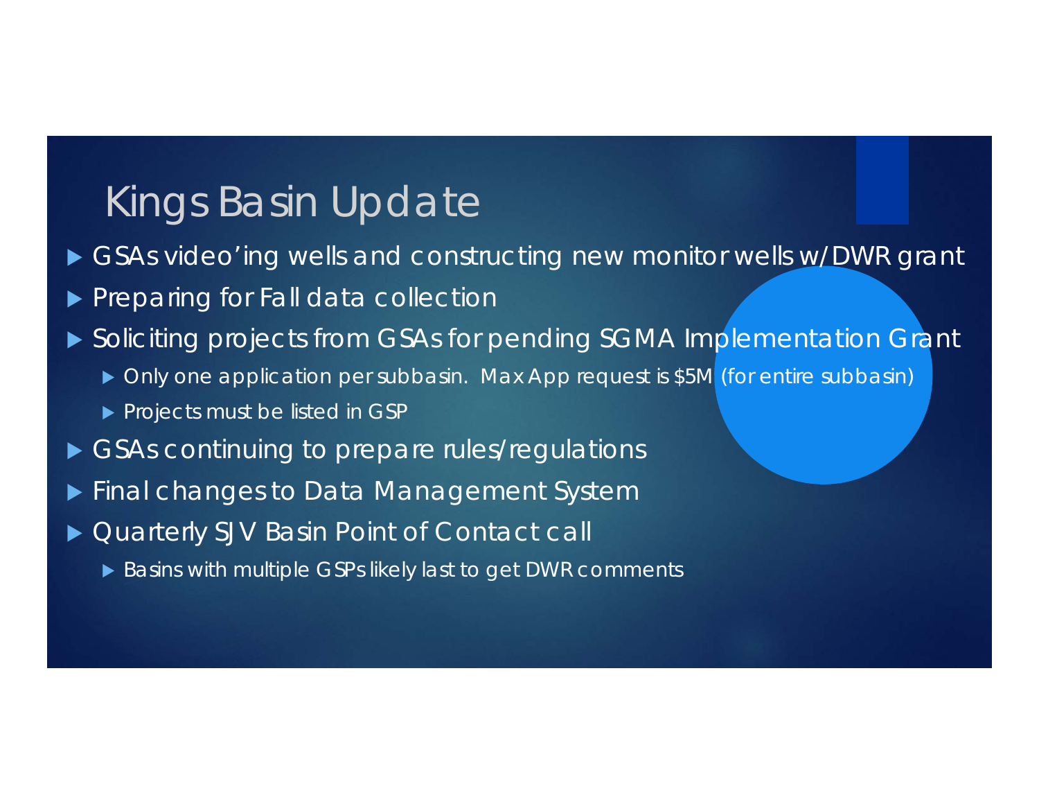# Kings Basin Update

- GSAs video'ing wells and constructing new monitor wells w/DWR grant
- Preparing for Fall data collection
- Soliciting projects from GSAs for pending SGMA Implementation Grant
  - Only one application per subbasin. Max App request is $5M (for entire subbasin)
  - Projects must be listed in GSP
- GSAs continuing to prepare rules/regulations
- Final changes to Data Management System
- Quarterly SJV Basin Point of Contact call
  - Basins with multiple GSPs likely last to get DWR comments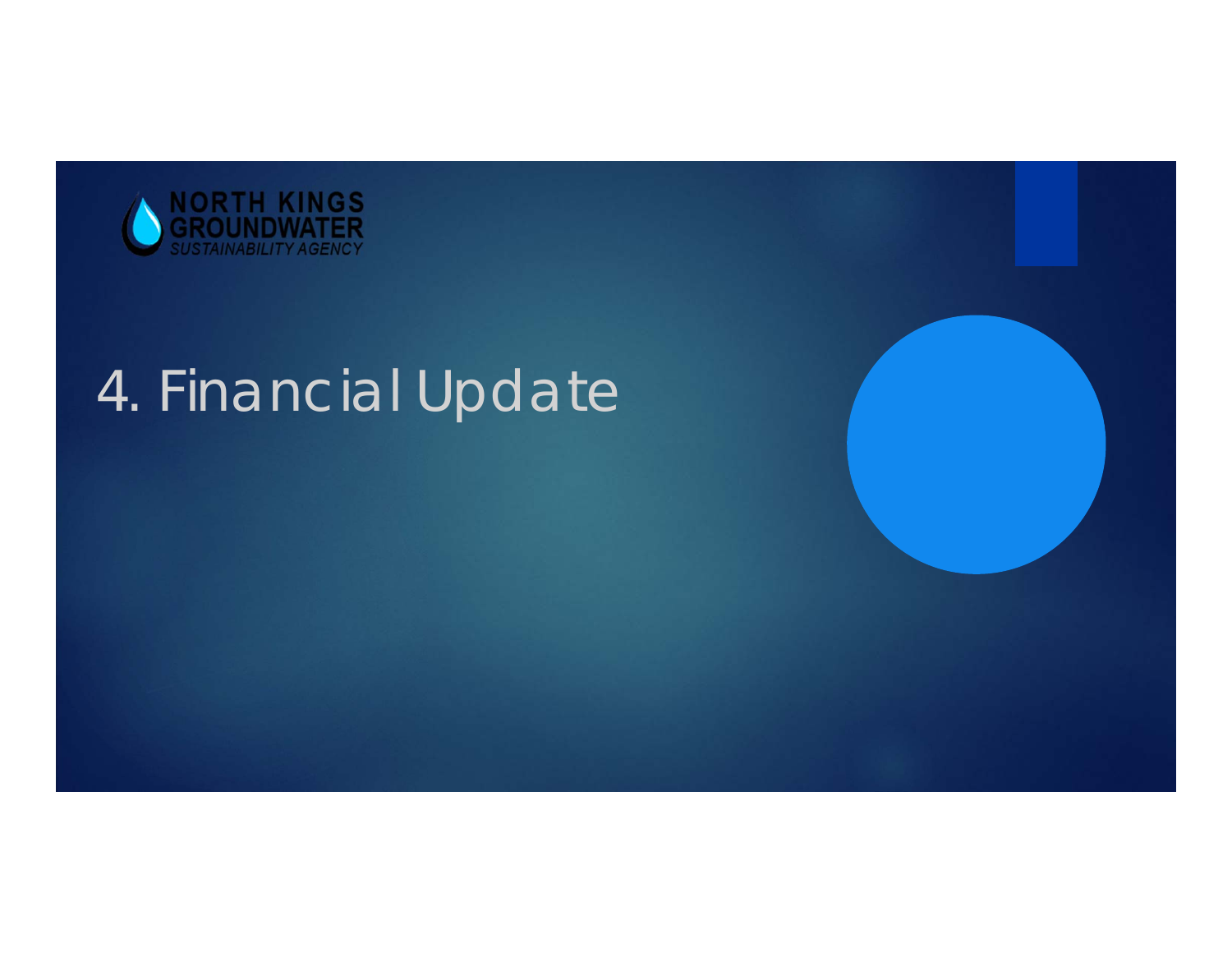NORTH KINGS GROUNDWATER SUSTAINABILITY AGENCY

# 4. Financial Update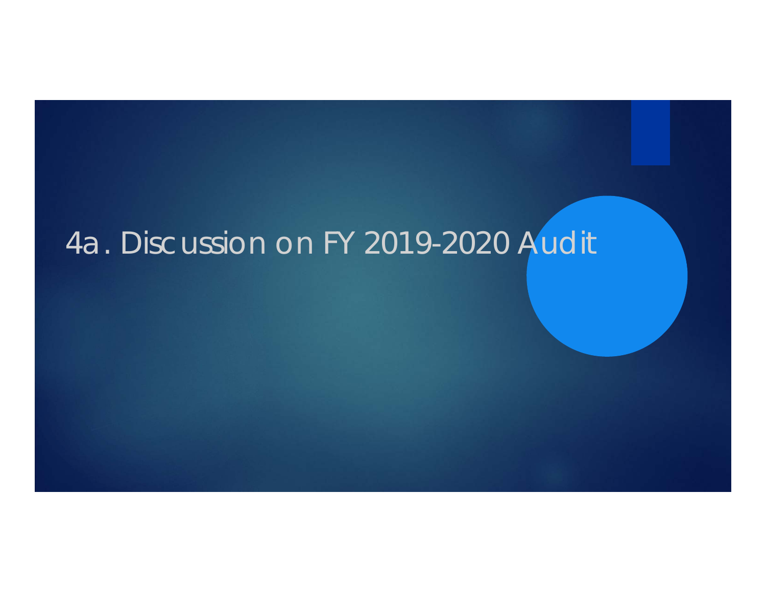# 4a. Discussion on FY 2019-2020 Audit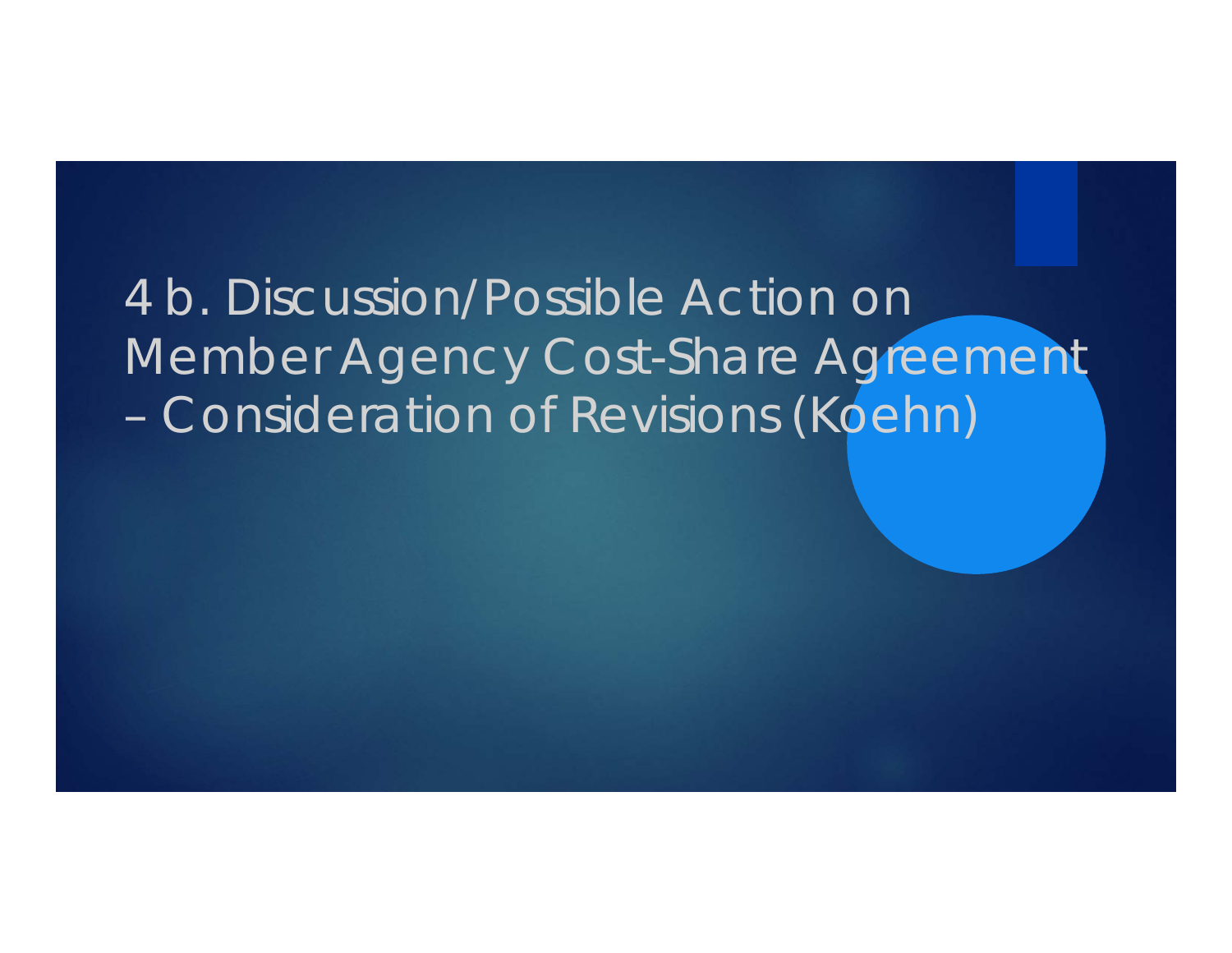# 4 b. Discussion/Possible Action on Member Agency Cost-Share Agreement – Consideration of Revisions (Koehn)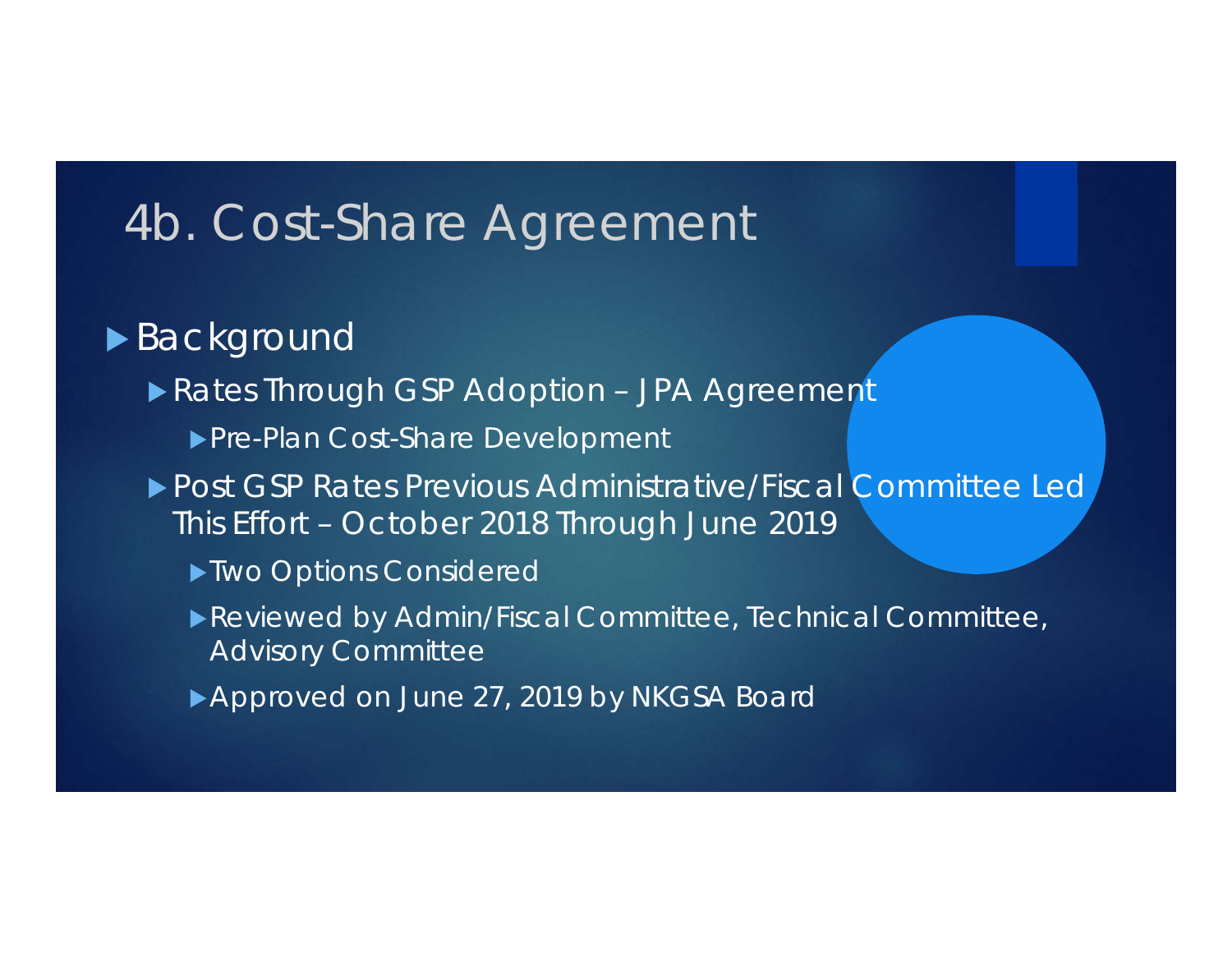# 4b. Cost-Share Agreement

- Background
  - Rates Through GSP Adoption – JPA Agreement
    - Pre-Plan Cost-Share Development
  - Post GSP Rates Previous Administrative/Fiscal Committee Led This Effort – October 2018 Through June 2019
    - Two Options Considered
    - Reviewed by Admin/Fiscal Committee, Technical Committee, Advisory Committee
    - Approved on June 27, 2019 by NKGSA Board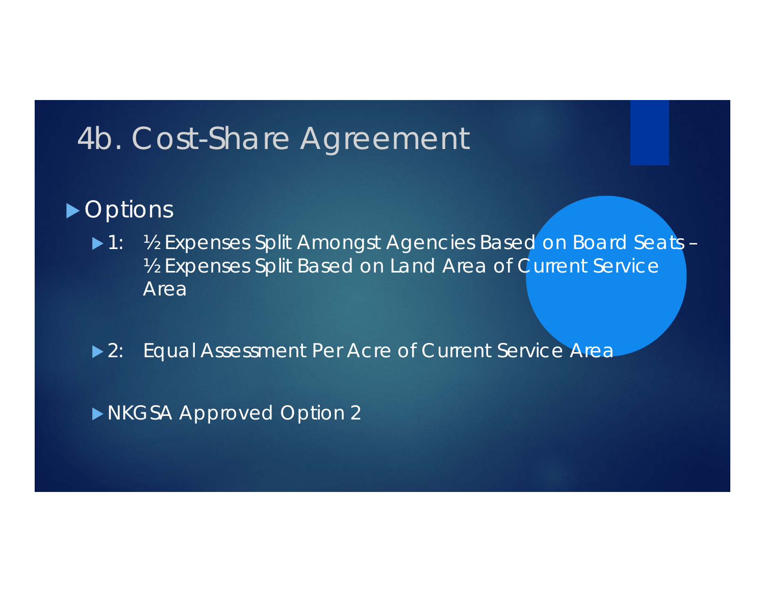# 4b. Cost-Share Agreement

- Options
  - 1: ½ Expenses Split Amongst Agencies Based on Board Seats – ½ Expenses Split Based on Land Area of Current Service Area
  - 2: Equal Assessment Per Acre of Current Service Area
  - NKGSA Approved Option 2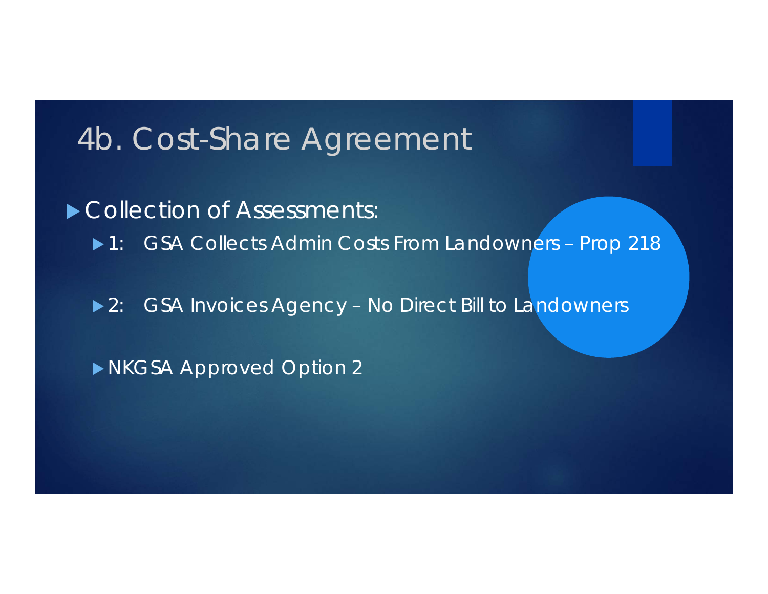# 4b. Cost-Share Agreement

- Collection of Assessments:
  - 1: GSA Collects Admin Costs From Landowners – Prop 218
  - 2: GSA Invoices Agency – No Direct Bill to Landowners
  - NKGSA Approved Option 2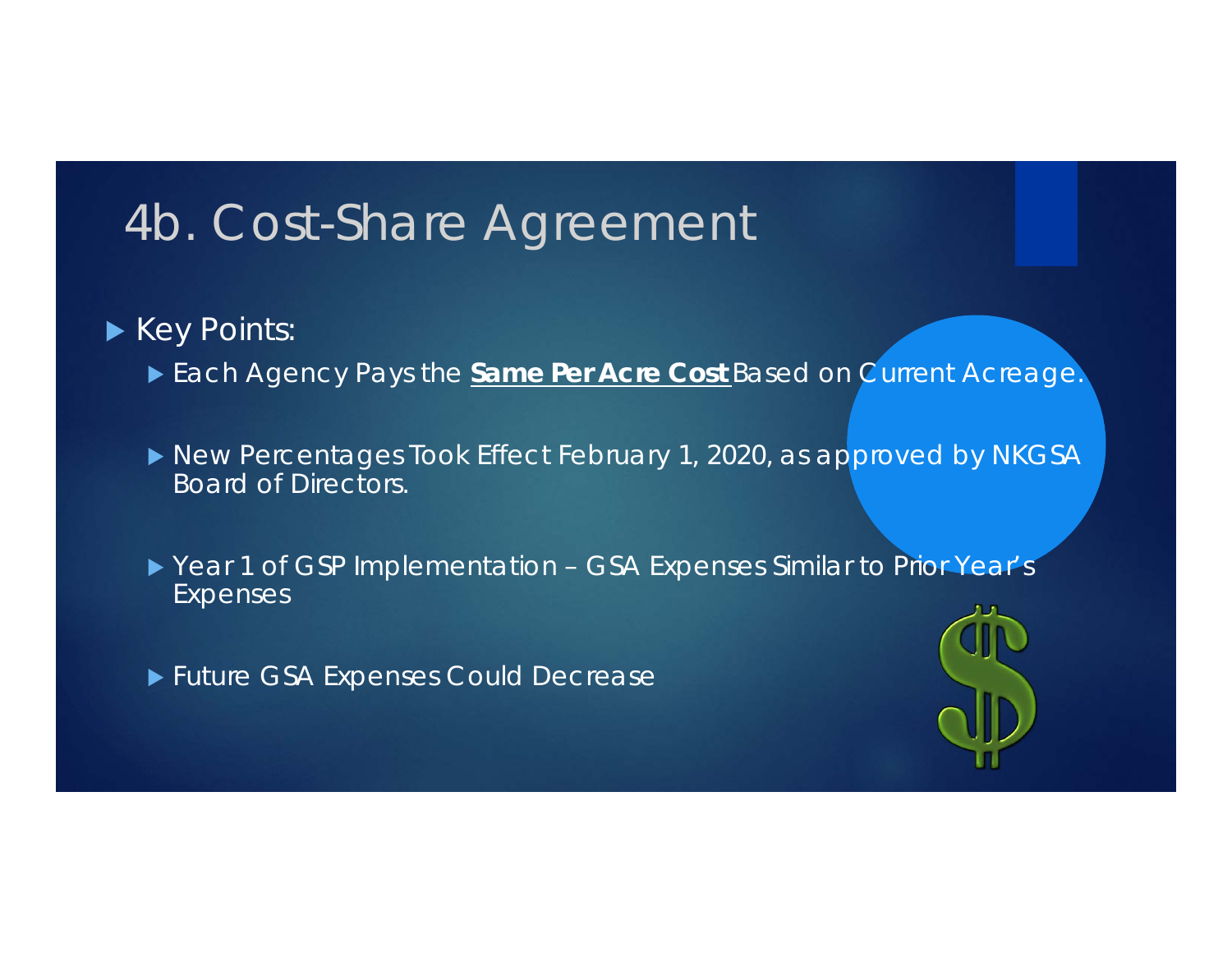# 4b. Cost-Share Agreement

- Key Points:
  - Each Agency Pays the **<u>Same Per Acre Cost</u>** Based on Current Acreage.
  - New Percentages Took Effect February 1, 2020, as approved by NKGSA Board of Directors.
  - Year 1 of GSP Implementation – GSA Expenses Similar to Prior Year's Expenses
  - Future GSA Expenses Could Decrease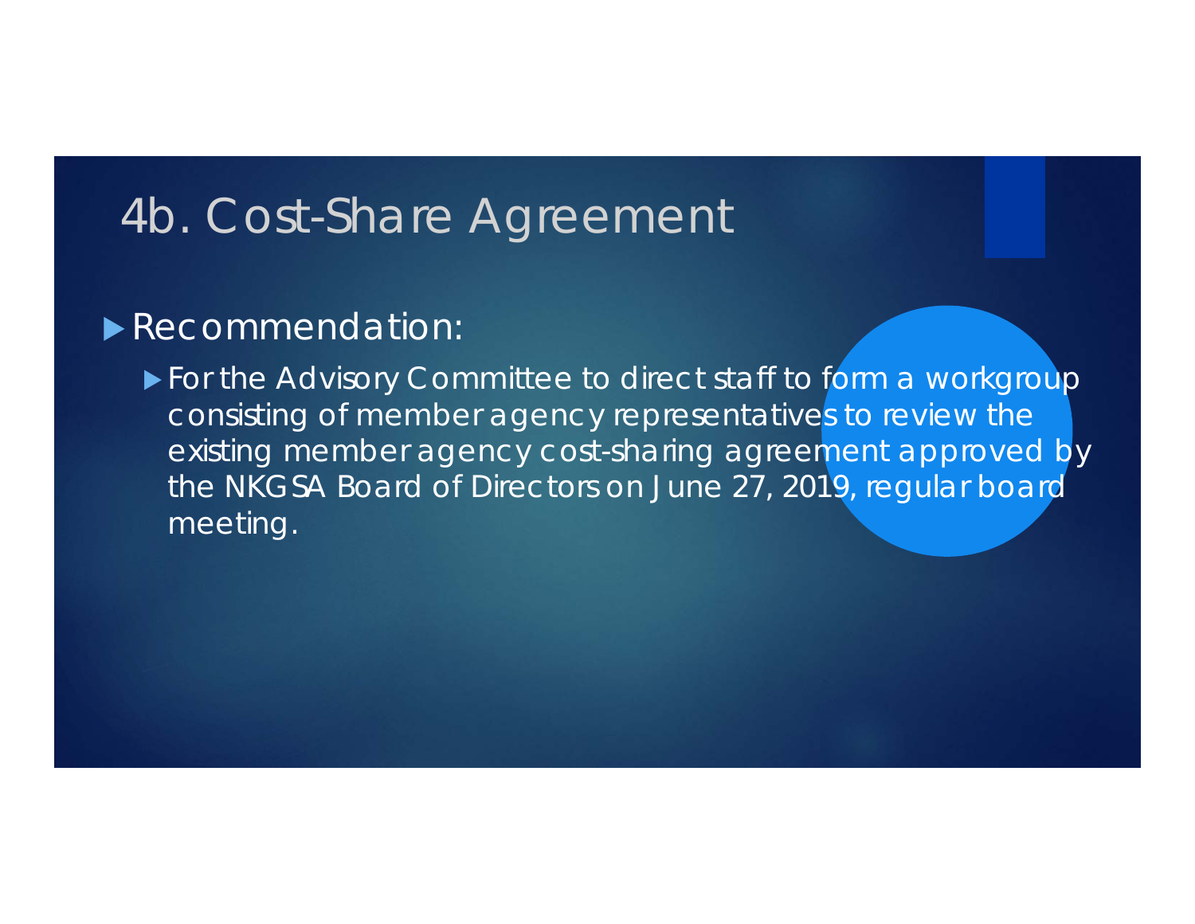# 4b. Cost-Share Agreement

- Recommendation:
  - For the Advisory Committee to direct staff to form a workgroup consisting of member agency representatives to review the existing member agency cost-sharing agreement approved by the NKGSA Board of Directors on June 27, 2019, regular board meeting.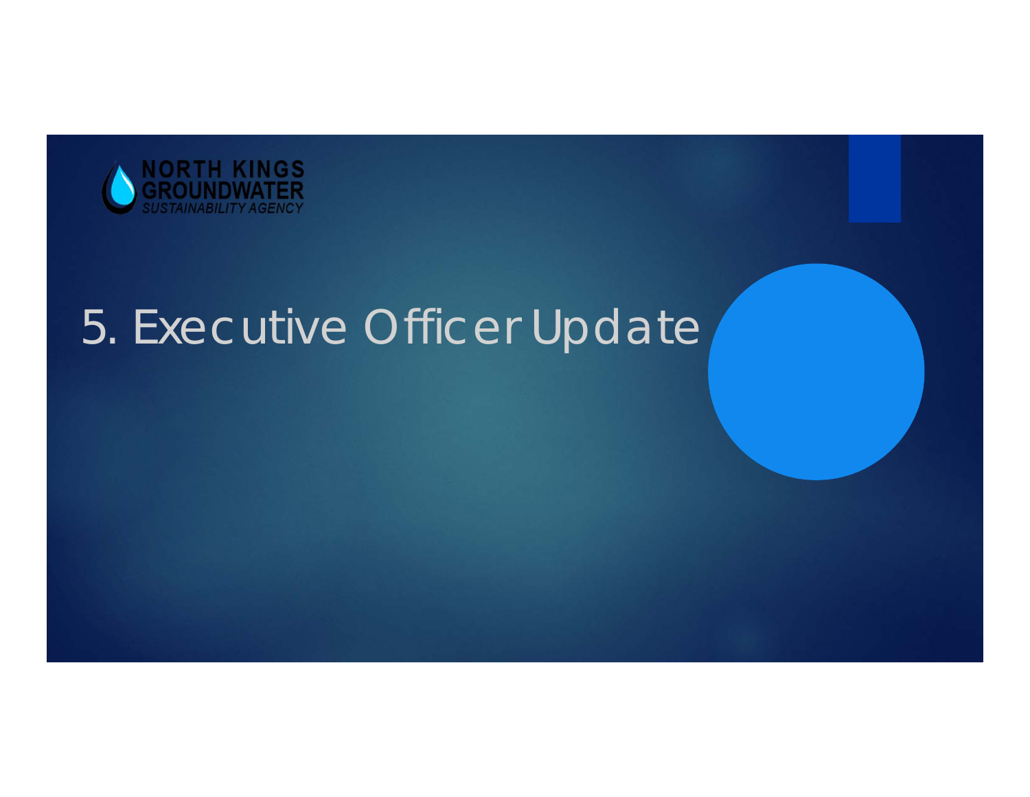NORTH KINGS GROUNDWATER *SUSTAINABILITY AGENCY*

# 5. Executive Officer Update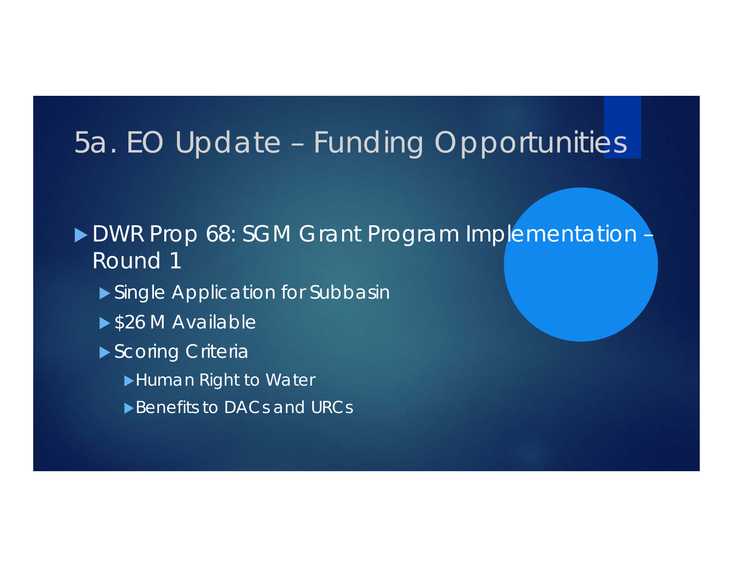# 5a. EO Update – Funding Opportunities

- DWR Prop 68: SGM Grant Program Implementation – Round 1
  - Single Application for Subbasin
  - $26 M Available
  - Scoring Criteria
    - Human Right to Water
    - Benefits to DACs and URCs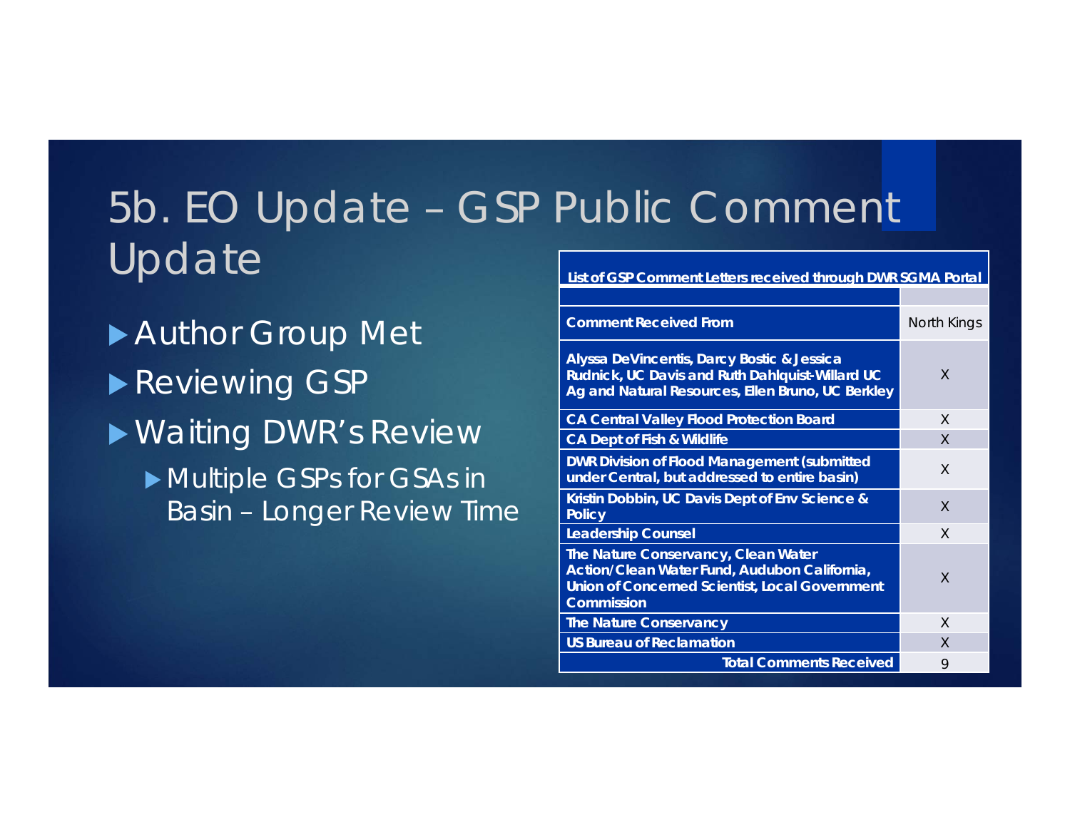# 5b. EO Update – GSP Public Comment Update

- Author Group Met
- Reviewing GSP
- Waiting DWR's Review
  - Multiple GSPs for GSAs in Basin – Longer Review Time

| List of GSP Comment Letters received through DWR SGMA Portal | |
|---|---|
| | |
| **Comment Received From** | North Kings |
| **Alyssa DeVincentis, Darcy Bostic & Jessica Rudnick, UC Davis and Ruth Dahlquist-Willard UC Ag and Natural Resources, Ellen Bruno, UC Berkley** | X |
| **CA Central Valley Flood Protection Board** | X |
| **CA Dept of Fish & Wildlife** | X |
| **DWR Division of Flood Management (submitted under Central, but addressed to entire basin)** | X |
| **Kristin Dobbin, UC Davis Dept of Env Science & Policy** | X |
| **Leadership Counsel** | X |
| **The Nature Conservancy, Clean Water Action/Clean Water Fund, Audubon California, Union of Concerned Scientist, Local Government Commission** | X |
| **The Nature Conservancy** | X |
| **US Bureau of Reclamation** | X |
| **Total Comments Received** | 9 |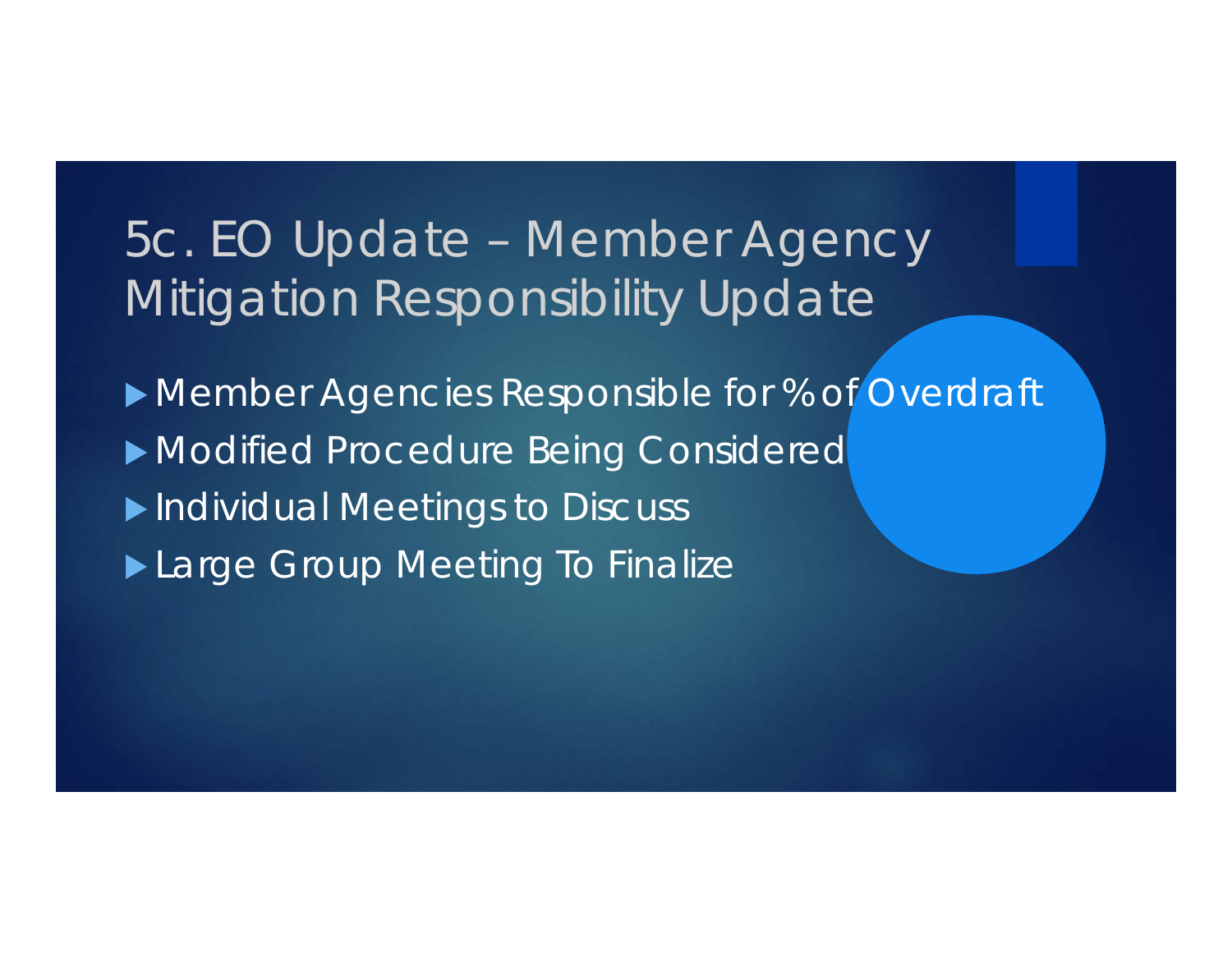# 5c. EO Update – Member Agency Mitigation Responsibility Update

- Member Agencies Responsible for % of Overdraft
- Modified Procedure Being Considered
- Individual Meetings to Discuss
- Large Group Meeting To Finalize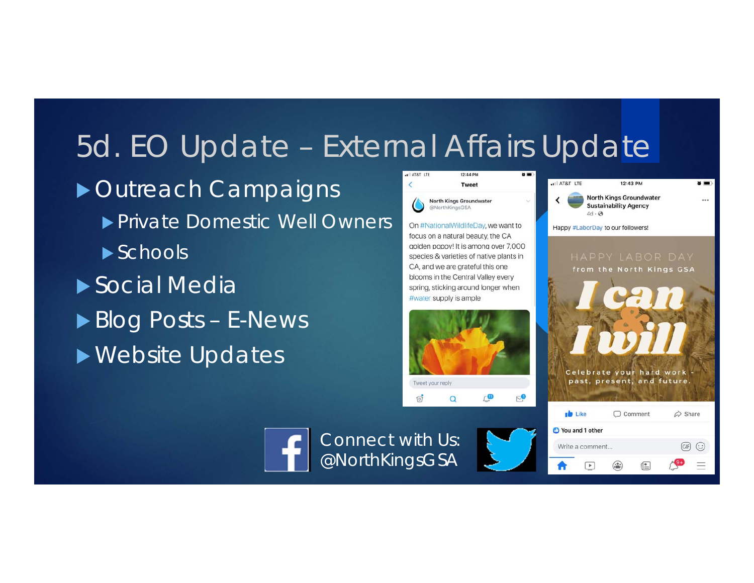# 5d. EO Update – External Affairs Update

- Outreach Campaigns
  - Private Domestic Well Owners
  - Schools
- Social Media
- Blog Posts – E-News
- Website Updates

North Kings Groundwater
@NorthKingsGSA

On #NationalWildlifeDay, we want to focus on a natural beauty, the CA golden poppy! It is among over 7,000 species & varieties of native plants in CA, and we are grateful this one blooms in the Central Valley every spring, sticking around longer when #water supply is ample

North Kings Groundwater Sustainability Agency

Happy #LaborDay to our followers!

HAPPY LABOR DAY from the North Kings GSA

I can & I will

Celebrate your hard work - past, present, and future.

Connect with Us: @NorthKingsGSA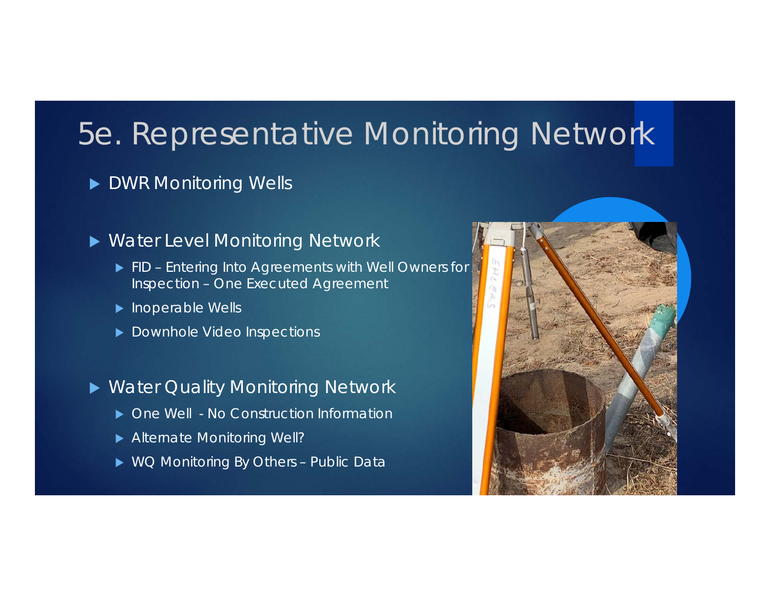# 5e. Representative Monitoring Network

- DWR Monitoring Wells

- Water Level Monitoring Network
  - FID – Entering Into Agreements with Well Owners for Inspection – One Executed Agreement
  - Inoperable Wells
  - Downhole Video Inspections

- Water Quality Monitoring Network
  - One Well - No Construction Information
  - Alternate Monitoring Well?
  - WQ Monitoring By Others – Public Data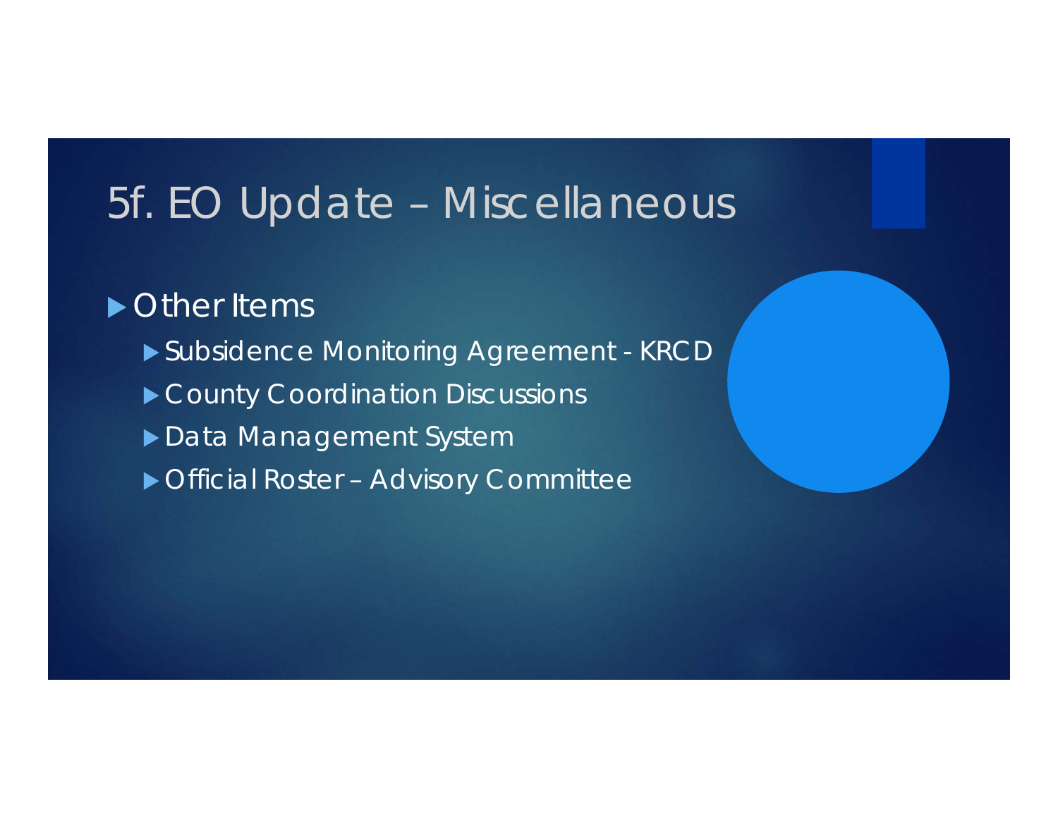# 5f. EO Update – Miscellaneous

- Other Items
  - Subsidence Monitoring Agreement - KRCD
  - County Coordination Discussions
  - Data Management System
  - Official Roster – Advisory Committee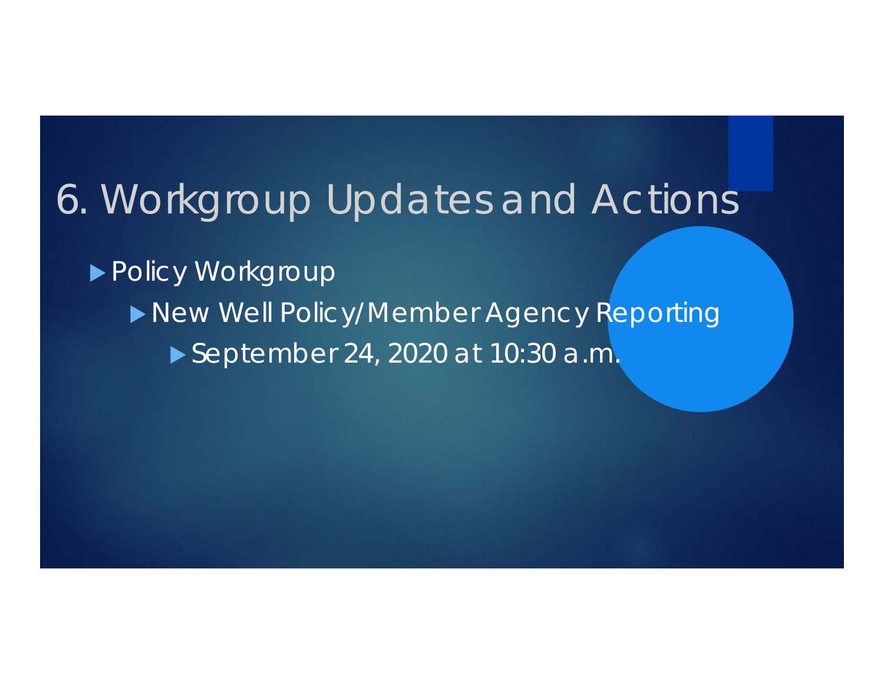# 6. Workgroup Updates and Actions

- Policy Workgroup
  - New Well Policy/Member Agency Reporting
    - September 24, 2020 at 10:30 a.m.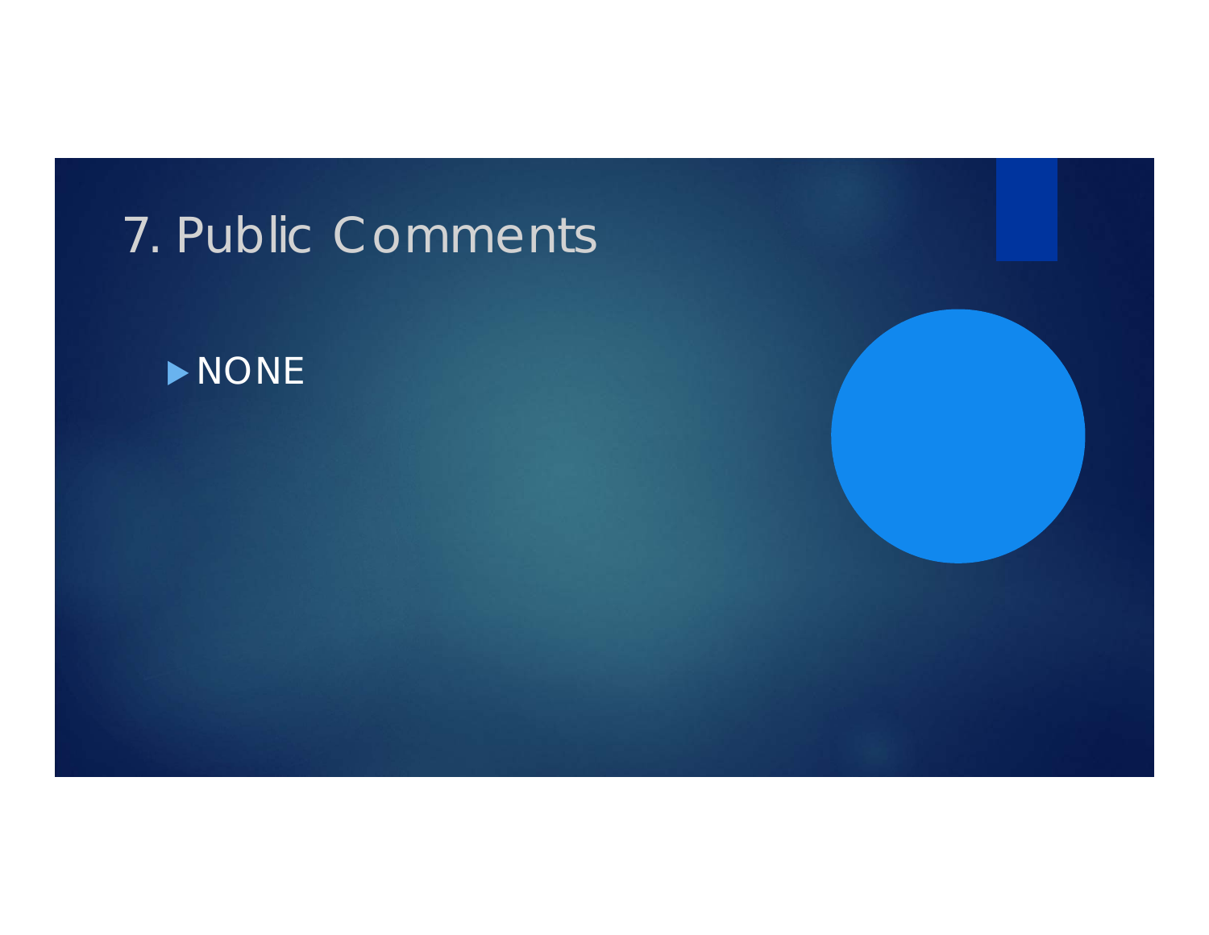# 7. Public Comments

- NONE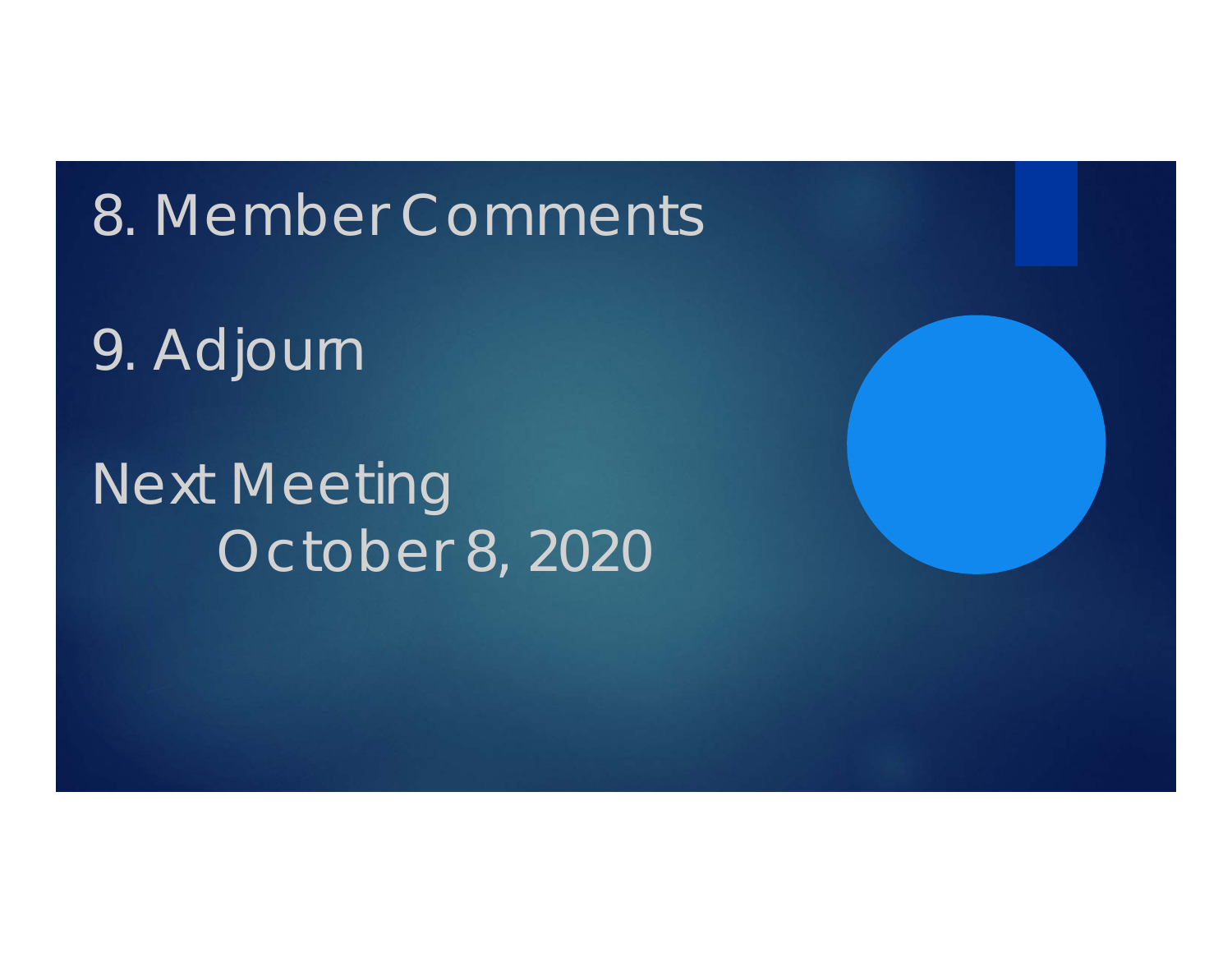8. Member Comments

9. Adjourn

Next Meeting
October 8, 2020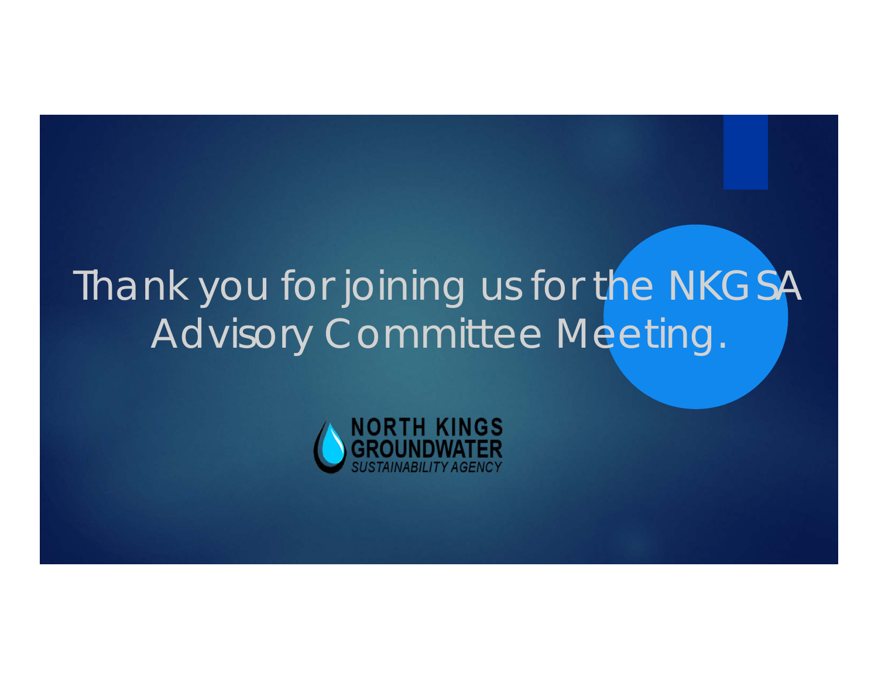Thank you for joining us for the NKGSA Advisory Committee Meeting.

NORTH KINGS GROUNDWATER SUSTAINABILITY AGENCY